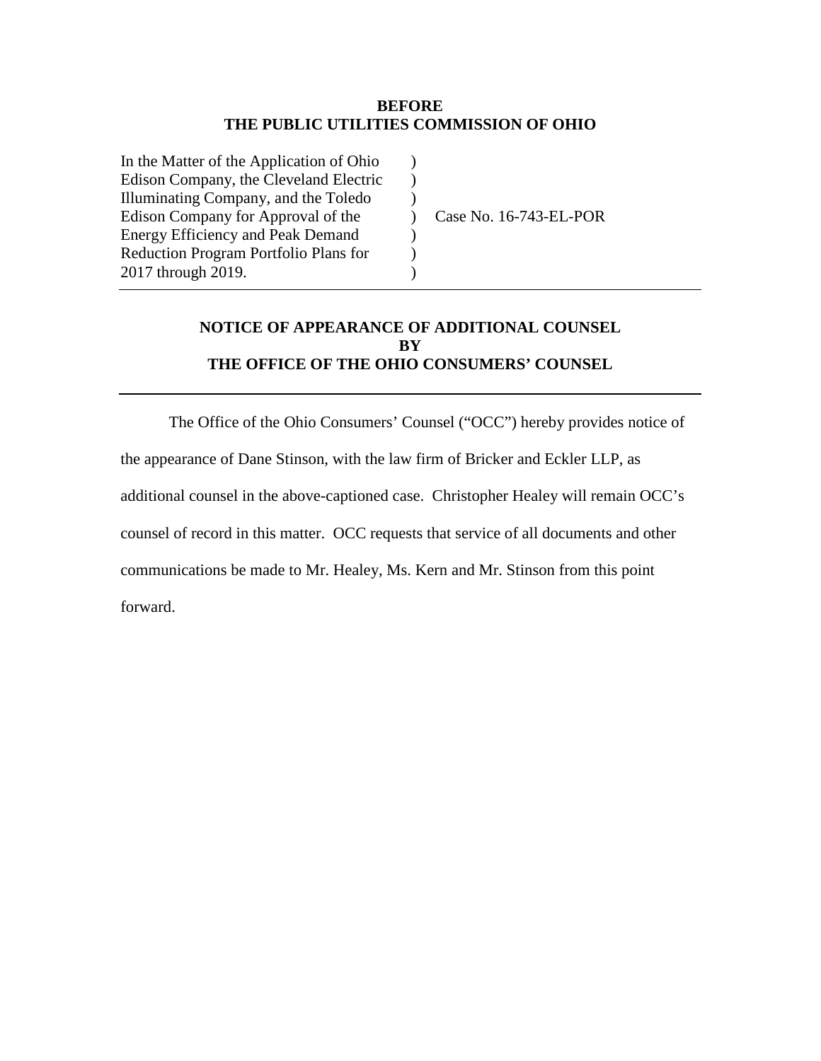**BEFORE**
**THE PUBLIC UTILITIES COMMISSION OF OHIO**

| | | |
|---|---|---|
| In the Matter of the Application of Ohio Edison Company, the Cleveland Electric Illuminating Company, and the Toledo Edison Company for Approval of the Energy Efficiency and Peak Demand Reduction Program Portfolio Plans for 2017 through 2019. | ) ) ) ) ) ) ) | Case No. 16-743-EL-POR |

**NOTICE OF APPEARANCE OF ADDITIONAL COUNSEL**
**BY**
**THE OFFICE OF THE OHIO CONSUMERS' COUNSEL**

The Office of the Ohio Consumers' Counsel ("OCC") hereby provides notice of the appearance of Dane Stinson, with the law firm of Bricker and Eckler LLP, as additional counsel in the above-captioned case. Christopher Healey will remain OCC's counsel of record in this matter. OCC requests that service of all documents and other communications be made to Mr. Healey, Ms. Kern and Mr. Stinson from this point forward.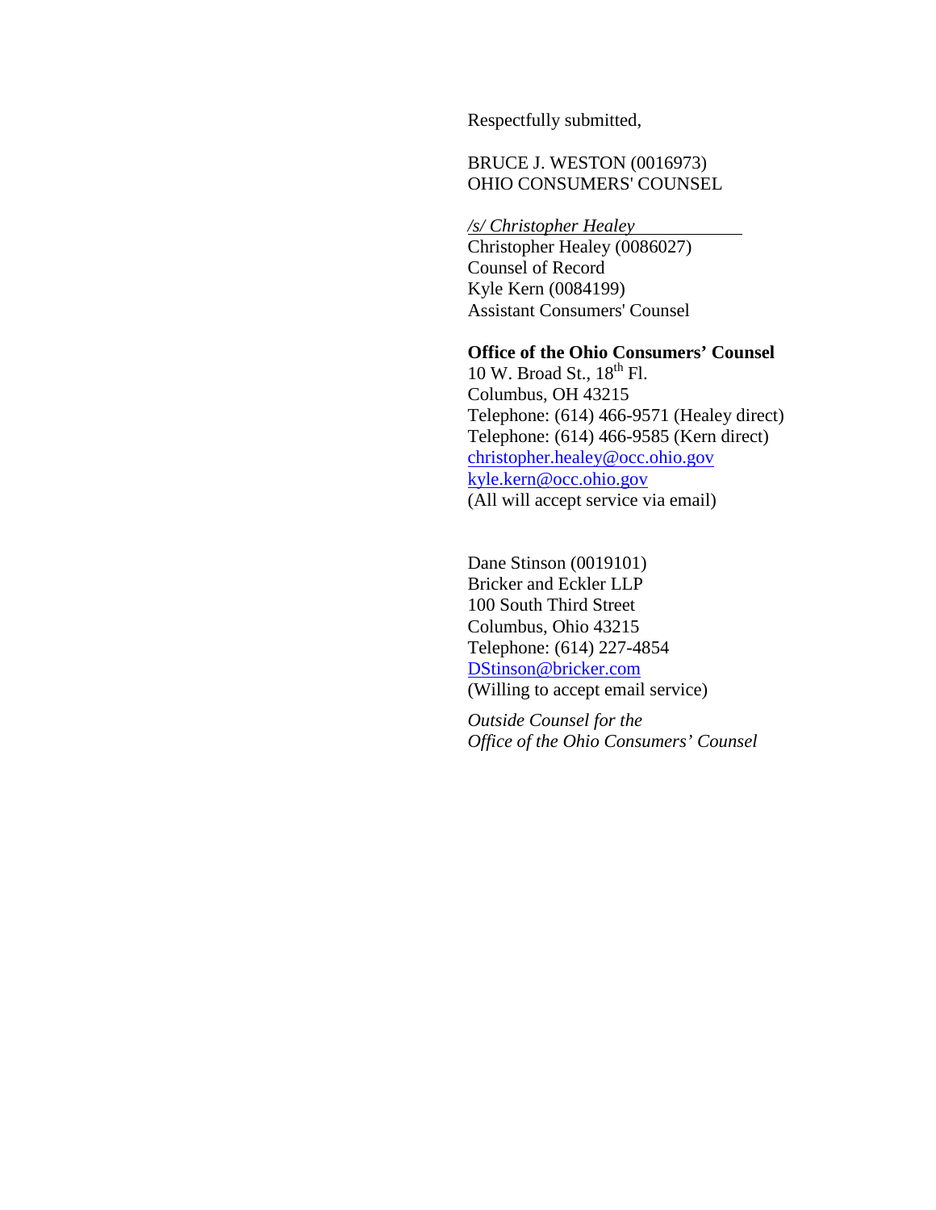Respectfully submitted,

BRUCE J. WESTON (0016973)
OHIO CONSUMERS' COUNSEL

*/s/ Christopher Healey*
Christopher Healey (0086027)
Counsel of Record
Kyle Kern (0084199)
Assistant Consumers' Counsel

**Office of the Ohio Consumers' Counsel**
10 W. Broad St., 18th Fl.
Columbus, OH 43215
Telephone: (614) 466-9571 (Healey direct)
Telephone: (614) 466-9585 (Kern direct)
christopher.healey@occ.ohio.gov
kyle.kern@occ.ohio.gov
(All will accept service via email)

Dane Stinson (0019101)
Bricker and Eckler LLP
100 South Third Street
Columbus, Ohio 43215
Telephone: (614) 227-4854
DStinson@bricker.com
(Willing to accept email service)

*Outside Counsel for the*
*Office of the Ohio Consumers' Counsel*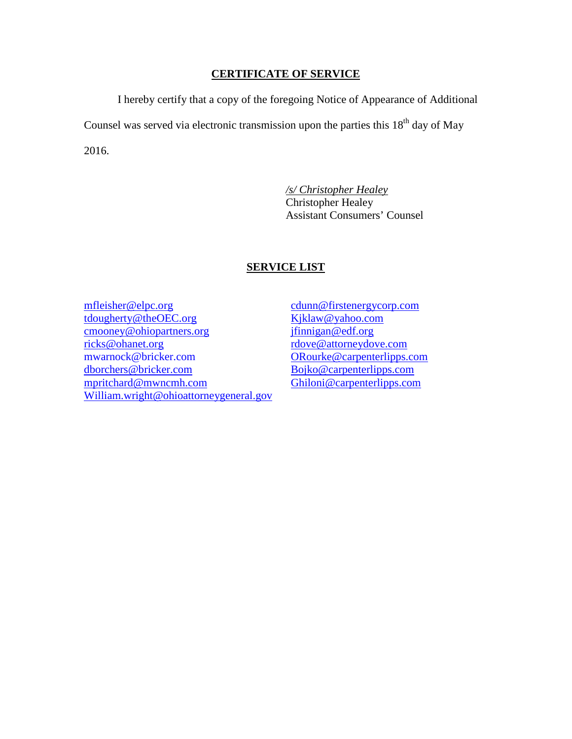## CERTIFICATE OF SERVICE

I hereby certify that a copy of the foregoing Notice of Appearance of Additional Counsel was served via electronic transmission upon the parties this 18th day of May 2016.

*/s/ Christopher Healey*
Christopher Healey
Assistant Consumers' Counsel

## SERVICE LIST

mfleisher@elpc.org
tdougherty@theOEC.org
cmooney@ohiopartners.org
ricks@ohanet.org
mwarnock@bricker.com
dborchers@bricker.com
mpritchard@mwncmh.com
William.wright@ohioattorneygeneral.gov

cdunn@firstenergycorp.com
Kjklaw@yahoo.com
jfinnigan@edf.org
rdove@attorneydove.com
ORourke@carpenterlipps.com
Bojko@carpenterlipps.com
Ghiloni@carpenterlipps.com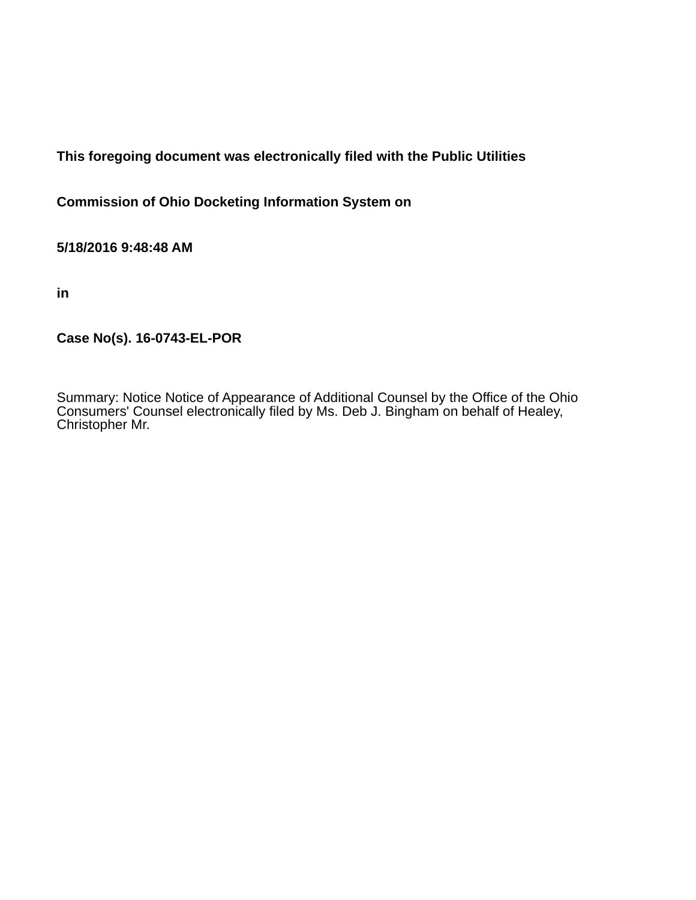**This foregoing document was electronically filed with the Public Utilities**

**Commission of Ohio Docketing Information System on**

**5/18/2016 9:48:48 AM**

**in**

**Case No(s). 16-0743-EL-POR**

Summary: Notice Notice of Appearance of Additional Counsel by the Office of the Ohio Consumers' Counsel electronically filed by Ms. Deb J. Bingham on behalf of Healey, Christopher Mr.